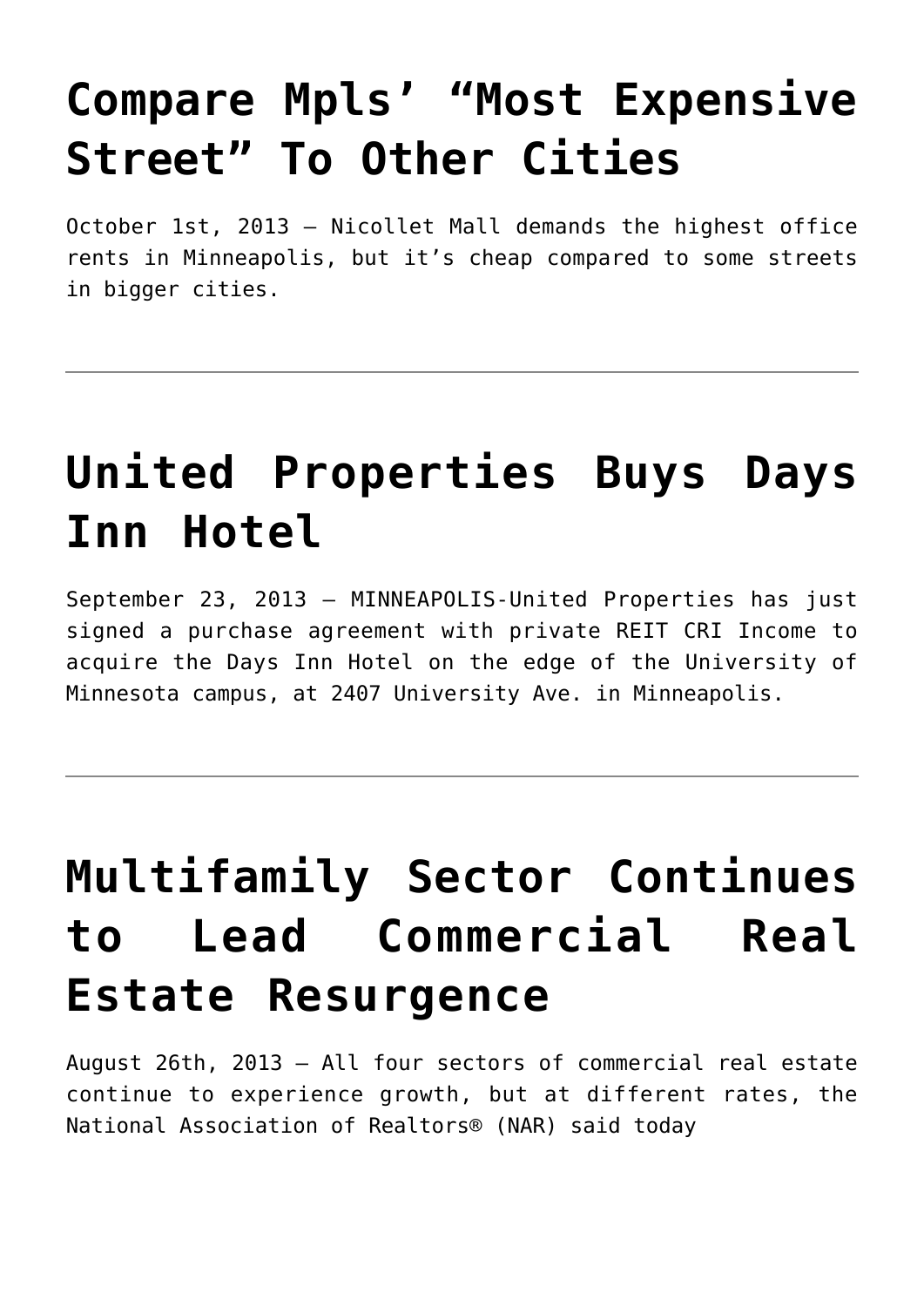# Compare Mpls' "Most Expensive Street" To Other Cities

October 1st, 2013 – Nicollet Mall demands the highest office rents in Minneapolis, but it's cheap compared to some streets in bigger cities.

---

# United Properties Buys Days Inn Hotel

September 23, 2013 – MINNEAPOLIS-United Properties has just signed a purchase agreement with private REIT CRI Income to acquire the Days Inn Hotel on the edge of the University of Minnesota campus, at 2407 University Ave. in Minneapolis.

---

# Multifamily Sector Continues to Lead Commercial Real Estate Resurgence

August 26th, 2013 – All four sectors of commercial real estate continue to experience growth, but at different rates, the National Association of Realtors® (NAR) said today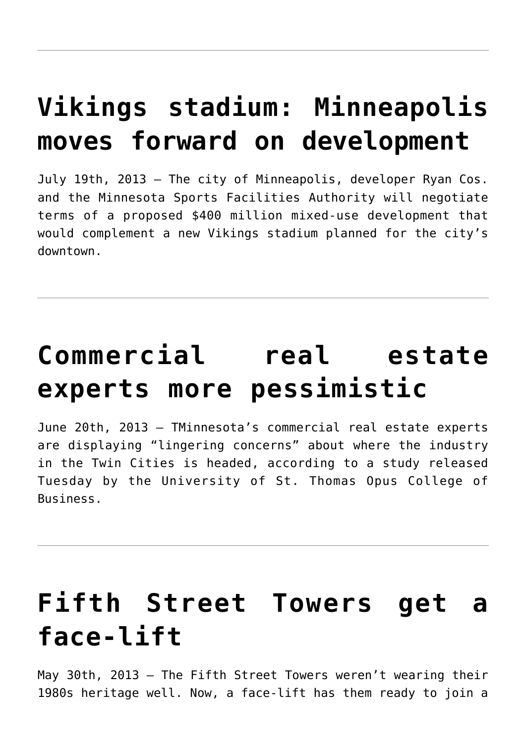---

# Vikings stadium: Minneapolis moves forward on development

July 19th, 2013 — The city of Minneapolis, developer Ryan Cos. and the Minnesota Sports Facilities Authority will negotiate terms of a proposed $400 million mixed-use development that would complement a new Vikings stadium planned for the city's downtown.

---

# Commercial real estate experts more pessimistic

June 20th, 2013 — TMinnesota's commercial real estate experts are displaying "lingering concerns" about where the industry in the Twin Cities is headed, according to a study released Tuesday by the University of St. Thomas Opus College of Business.

---

# Fifth Street Towers get a face-lift

May 30th, 2013 — The Fifth Street Towers weren't wearing their 1980s heritage well. Now, a face-lift has them ready to join a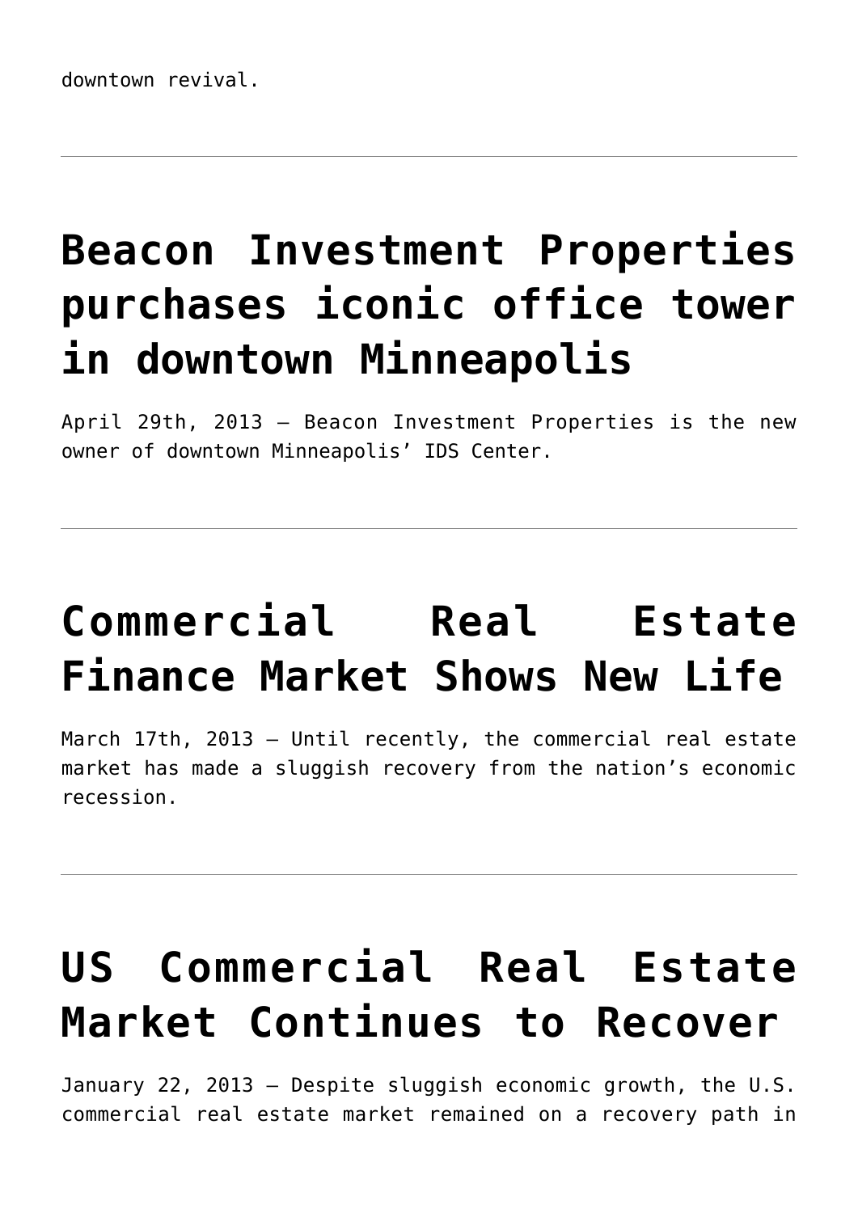downtown revival.

---

# Beacon Investment Properties purchases iconic office tower in downtown Minneapolis

April 29th, 2013 – Beacon Investment Properties is the new owner of downtown Minneapolis' IDS Center.

---

# Commercial Real Estate Finance Market Shows New Life

March 17th, 2013 – Until recently, the commercial real estate market has made a sluggish recovery from the nation's economic recession.

---

# US Commercial Real Estate Market Continues to Recover

January 22, 2013 – Despite sluggish economic growth, the U.S. commercial real estate market remained on a recovery path in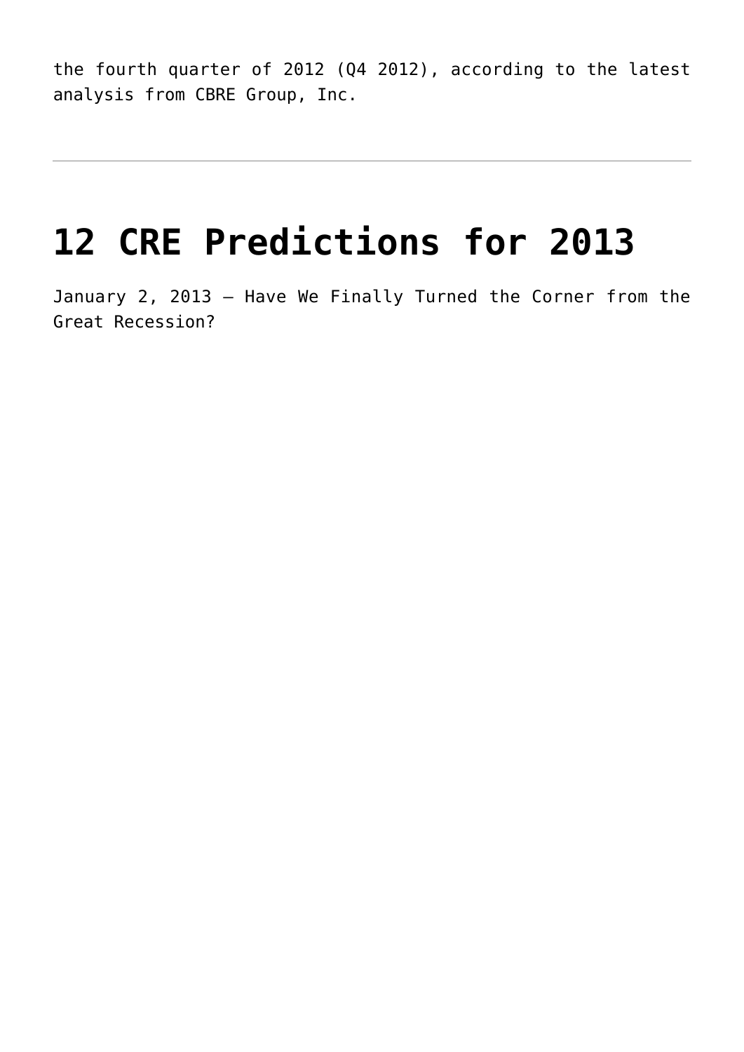the fourth quarter of 2012 (Q4 2012), according to the latest analysis from CBRE Group, Inc.

---

# 12 CRE Predictions for 2013

January 2, 2013 – Have We Finally Turned the Corner from the Great Recession?